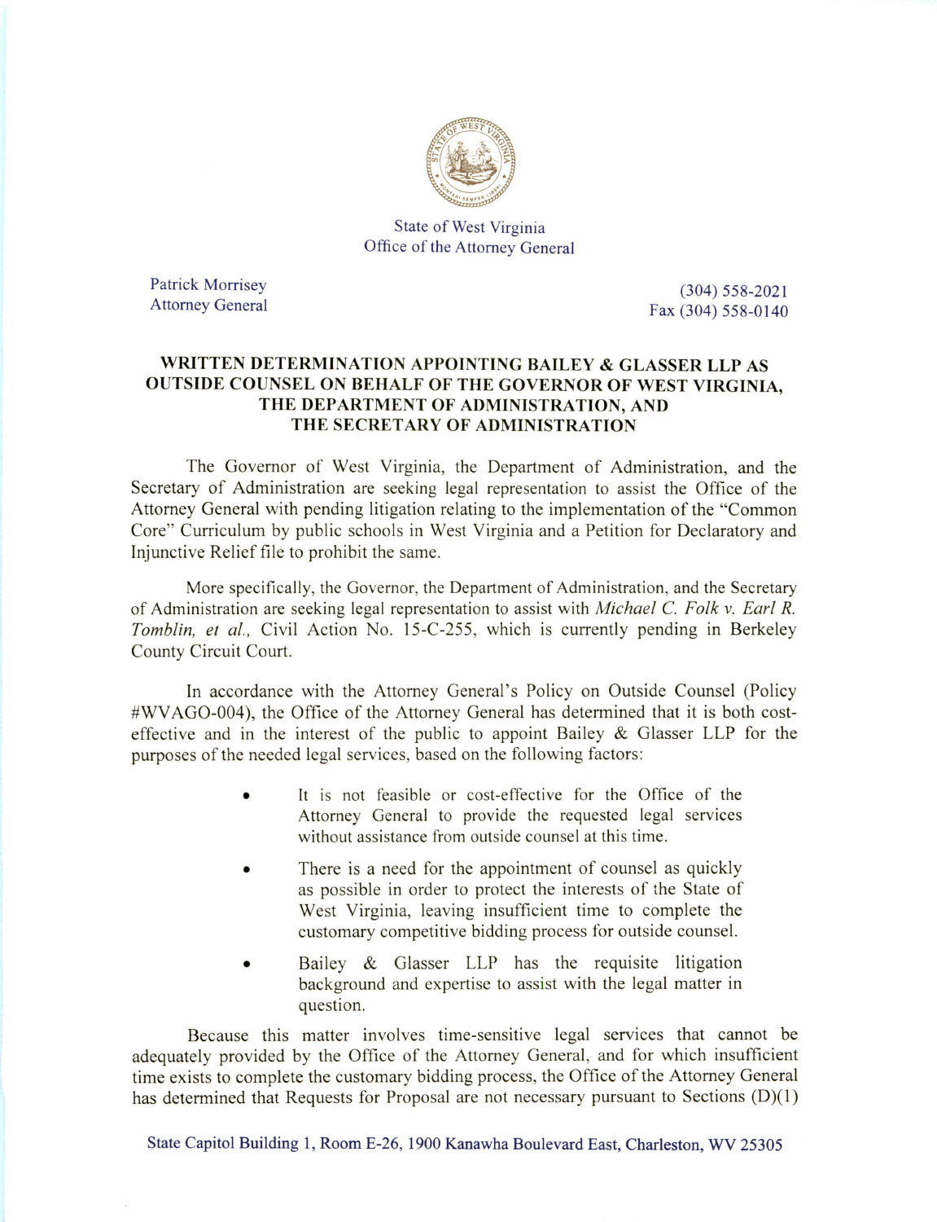State of West Virginia
Office of the Attorney General

Patrick Morrisey
Attorney General

(304) 558-2021
Fax (304) 558-0140

**WRITTEN DETERMINATION APPOINTING BAILEY & GLASSER LLP AS OUTSIDE COUNSEL ON BEHALF OF THE GOVERNOR OF WEST VIRGINIA, THE DEPARTMENT OF ADMINISTRATION, AND THE SECRETARY OF ADMINISTRATION**

The Governor of West Virginia, the Department of Administration, and the Secretary of Administration are seeking legal representation to assist the Office of the Attorney General with pending litigation relating to the implementation of the "Common Core" Curriculum by public schools in West Virginia and a Petition for Declaratory and Injunctive Relief file to prohibit the same.

More specifically, the Governor, the Department of Administration, and the Secretary of Administration are seeking legal representation to assist with *Michael C. Folk v. Earl R. Tomblin, et al.,* Civil Action No. 15-C-255, which is currently pending in Berkeley County Circuit Court.

In accordance with the Attorney General's Policy on Outside Counsel (Policy #WVAGO-004), the Office of the Attorney General has determined that it is both cost-effective and in the interest of the public to appoint Bailey & Glasser LLP for the purposes of the needed legal services, based on the following factors:

- It is not feasible or cost-effective for the Office of the Attorney General to provide the requested legal services without assistance from outside counsel at this time.
- There is a need for the appointment of counsel as quickly as possible in order to protect the interests of the State of West Virginia, leaving insufficient time to complete the customary competitive bidding process for outside counsel.
- Bailey & Glasser LLP has the requisite litigation background and expertise to assist with the legal matter in question.

Because this matter involves time-sensitive legal services that cannot be adequately provided by the Office of the Attorney General, and for which insufficient time exists to complete the customary bidding process, the Office of the Attorney General has determined that Requests for Proposal are not necessary pursuant to Sections (D)(1)

State Capitol Building 1, Room E-26, 1900 Kanawha Boulevard East, Charleston, WV 25305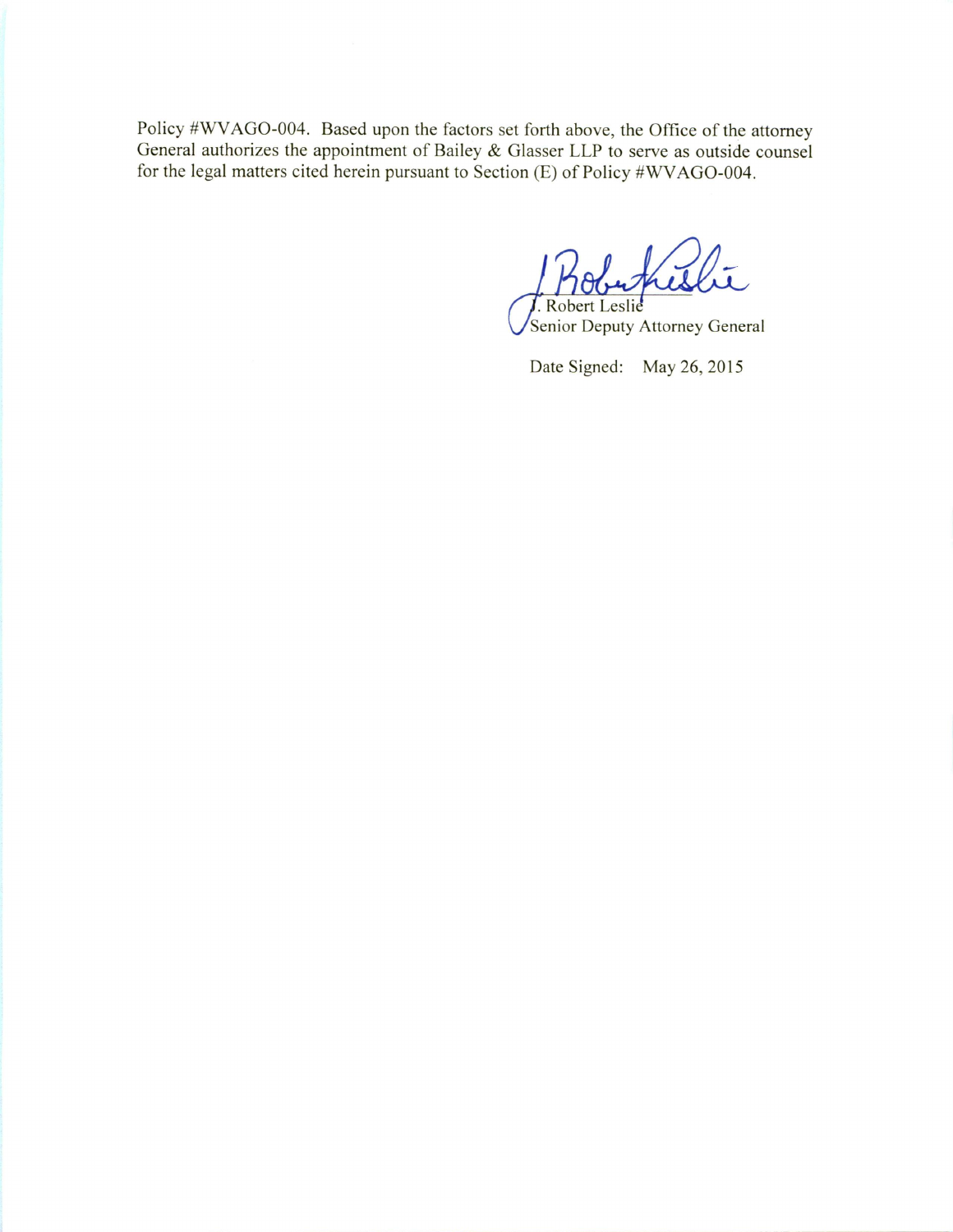Policy #WVAGO-004. Based upon the factors set forth above, the Office of the attorney General authorizes the appointment of Bailey & Glasser LLP to serve as outside counsel for the legal matters cited herein pursuant to Section (E) of Policy #WVAGO-004.

J. Robert Leslie
Senior Deputy Attorney General

Date Signed: May 26, 2015